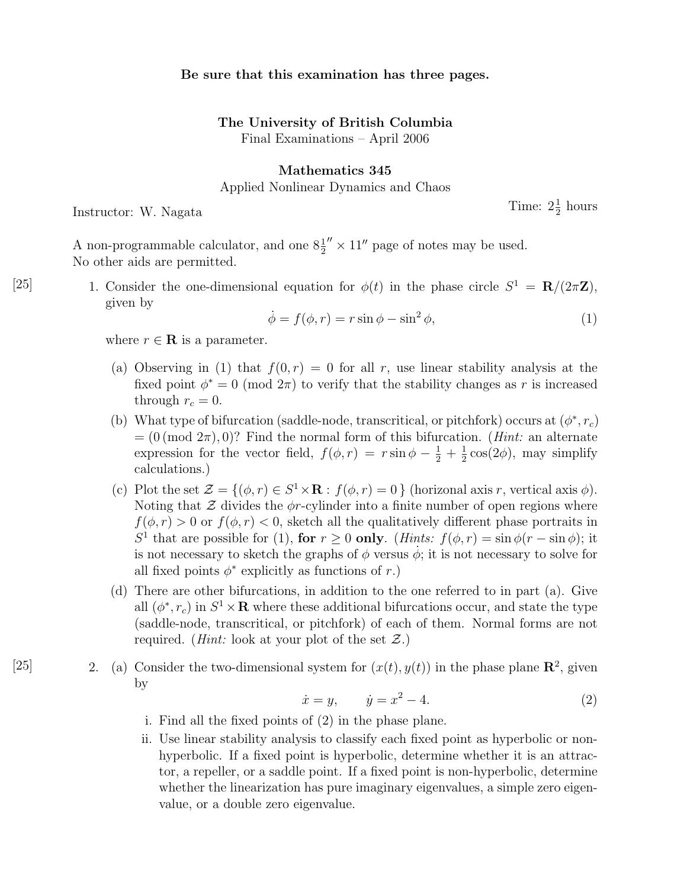**Be sure that this examination has three pages.**

**The University of British Columbia**
Final Examinations – April 2006

**Mathematics 345**
Applied Nonlinear Dynamics and Chaos

Instructor: W. Nagata

Time: $2\frac{1}{2}$ hours

A non-programmable calculator, and one $8\frac{1}{2}'' \times 11''$ page of notes may be used.
No other aids are permitted.

[25] 1. Consider the one-dimensional equation for $\phi(t)$ in the phase circle $S^1 = \mathbf{R}/(2\pi\mathbf{Z})$, given by

$$\dot{\phi} = f(\phi, r) = r \sin\phi - \sin^2\phi, \tag{1}$$

where $r \in \mathbf{R}$ is a parameter.

(a) Observing in (1) that $f(0, r) = 0$ for all $r$, use linear stability analysis at the fixed point $\phi^* = 0 \pmod{2\pi}$ to verify that the stability changes as $r$ is increased through $r_c = 0$.

(b) What type of bifurcation (saddle-node, transcritical, or pitchfork) occurs at $(\phi^*, r_c) = (0 \pmod{2\pi}, 0)$? Find the normal form of this bifurcation. (*Hint:* an alternate expression for the vector field, $f(\phi, r) = r\sin\phi - \frac{1}{2} + \frac{1}{2}\cos(2\phi)$, may simplify calculations.)

(c) Plot the set $\mathcal{Z} = \{(\phi, r) \in S^1 \times \mathbf{R} : f(\phi, r) = 0\}$ (horizonal axis $r$, vertical axis $\phi$). Noting that $\mathcal{Z}$ divides the $\phi r$-cylinder into a finite number of open regions where $f(\phi, r) > 0$ or $f(\phi, r) < 0$, sketch all the qualitatively different phase portraits in $S^1$ that are possible for (1), **for** $r \geq 0$ **only**. (*Hints:* $f(\phi, r) = \sin\phi(r - \sin\phi)$; it is not necessary to sketch the graphs of $\phi$ versus $\dot{\phi}$; it is not necessary to solve for all fixed points $\phi^*$ explicitly as functions of $r$.)

(d) There are other bifurcations, in addition to the one referred to in part (a). Give all $(\phi^*, r_c)$ in $S^1 \times \mathbf{R}$ where these additional bifurcations occur, and state the type (saddle-node, transcritical, or pitchfork) of each of them. Normal forms are not required. (*Hint:* look at your plot of the set $\mathcal{Z}$.)

[25] 2. (a) Consider the two-dimensional system for $(x(t), y(t))$ in the phase plane $\mathbf{R}^2$, given by

$$\dot{x} = y, \qquad \dot{y} = x^2 - 4. \tag{2}$$

i. Find all the fixed points of (2) in the phase plane.

ii. Use linear stability analysis to classify each fixed point as hyperbolic or non-hyperbolic. If a fixed point is hyperbolic, determine whether it is an attractor, a repeller, or a saddle point. If a fixed point is non-hyperbolic, determine whether the linearization has pure imaginary eigenvalues, a simple zero eigenvalue, or a double zero eigenvalue.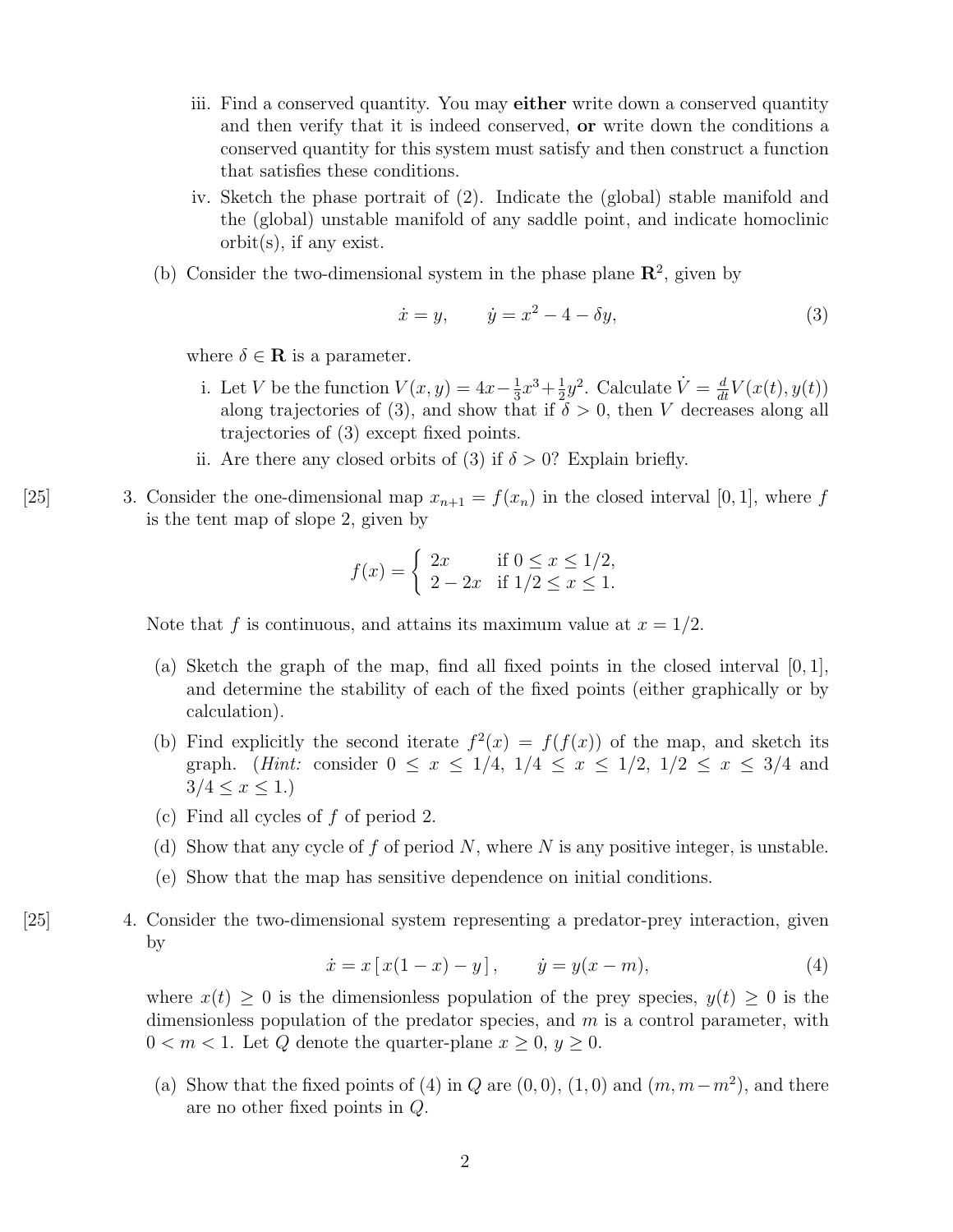iii. Find a conserved quantity. You may **either** write down a conserved quantity and then verify that it is indeed conserved, **or** write down the conditions a conserved quantity for this system must satisfy and then construct a function that satisfies these conditions.

iv. Sketch the phase portrait of (2). Indicate the (global) stable manifold and the (global) unstable manifold of any saddle point, and indicate homoclinic orbit(s), if any exist.

(b) Consider the two-dimensional system in the phase plane $\mathbf{R}^2$, given by

$$\dot{x} = y, \qquad \dot{y} = x^2 - 4 - \delta y, \tag{3}$$

where $\delta \in \mathbf{R}$ is a parameter.

i. Let $V$ be the function $V(x, y) = 4x - \frac{1}{3}x^3 + \frac{1}{2}y^2$. Calculate $\dot{V} = \frac{d}{dt}V(x(t), y(t))$ along trajectories of (3), and show that if $\delta > 0$, then $V$ decreases along all trajectories of (3) except fixed points.

ii. Are there any closed orbits of (3) if $\delta > 0$? Explain briefly.

[25] 3. Consider the one-dimensional map $x_{n+1} = f(x_n)$ in the closed interval $[0, 1]$, where $f$ is the tent map of slope 2, given by

$$f(x) = \begin{cases} 2x & \text{if } 0 \le x \le 1/2, \\ 2 - 2x & \text{if } 1/2 \le x \le 1. \end{cases}$$

Note that $f$ is continuous, and attains its maximum value at $x = 1/2$.

(a) Sketch the graph of the map, find all fixed points in the closed interval $[0, 1]$, and determine the stability of each of the fixed points (either graphically or by calculation).

(b) Find explicitly the second iterate $f^2(x) = f(f(x))$ of the map, and sketch its graph. (*Hint:* consider $0 \le x \le 1/4$, $1/4 \le x \le 1/2$, $1/2 \le x \le 3/4$ and $3/4 \le x \le 1$.)

(c) Find all cycles of $f$ of period 2.

(d) Show that any cycle of $f$ of period $N$, where $N$ is any positive integer, is unstable.

(e) Show that the map has sensitive dependence on initial conditions.

[25] 4. Consider the two-dimensional system representing a predator-prey interaction, given by

$$\dot{x} = x\,[\,x(1 - x) - y\,], \qquad \dot{y} = y(x - m), \tag{4}$$

where $x(t) \ge 0$ is the dimensionless population of the prey species, $y(t) \ge 0$ is the dimensionless population of the predator species, and $m$ is a control parameter, with $0 < m < 1$. Let $Q$ denote the quarter-plane $x \ge 0$, $y \ge 0$.

(a) Show that the fixed points of (4) in $Q$ are $(0, 0)$, $(1, 0)$ and $(m, m - m^2)$, and there are no other fixed points in $Q$.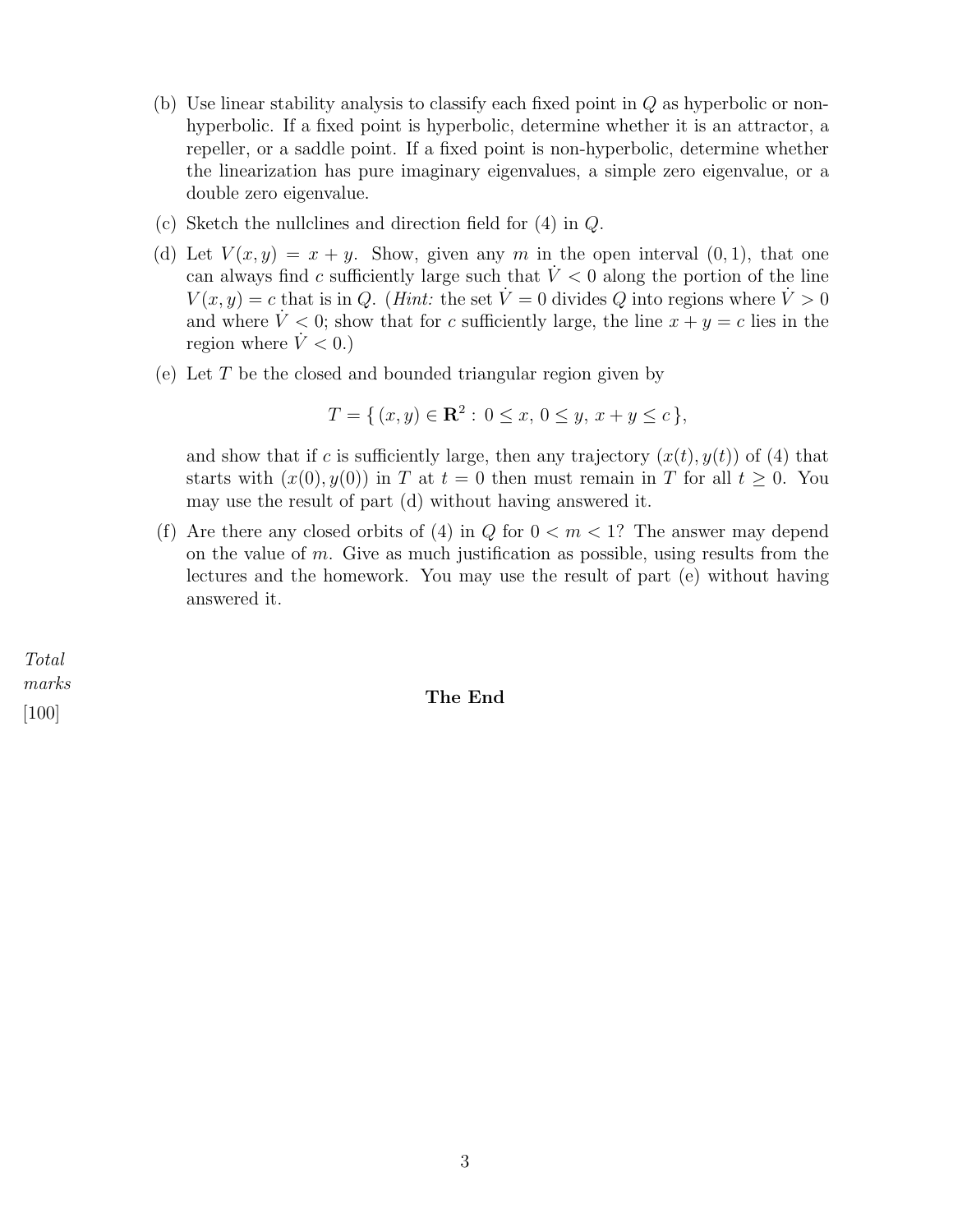(b) Use linear stability analysis to classify each fixed point in $Q$ as hyperbolic or non-hyperbolic. If a fixed point is hyperbolic, determine whether it is an attractor, a repeller, or a saddle point. If a fixed point is non-hyperbolic, determine whether the linearization has pure imaginary eigenvalues, a simple zero eigenvalue, or a double zero eigenvalue.

(c) Sketch the nullclines and direction field for (4) in $Q$.

(d) Let $V(x, y) = x + y$. Show, given any $m$ in the open interval $(0, 1)$, that one can always find $c$ sufficiently large such that $\dot{V} < 0$ along the portion of the line $V(x, y) = c$ that is in $Q$. (*Hint:* the set $\dot{V} = 0$ divides $Q$ into regions where $\dot{V} > 0$ and where $\dot{V} < 0$; show that for $c$ sufficiently large, the line $x + y = c$ lies in the region where $\dot{V} < 0$.)

(e) Let $T$ be the closed and bounded triangular region given by

$$T = \{ (x, y) \in \mathbf{R}^2 : 0 \le x,\ 0 \le y,\ x + y \le c \},$$

and show that if $c$ is sufficiently large, then any trajectory $(x(t), y(t))$ of (4) that starts with $(x(0), y(0))$ in $T$ at $t = 0$ then must remain in $T$ for all $t \ge 0$. You may use the result of part (d) without having answered it.

(f) Are there any closed orbits of (4) in $Q$ for $0 < m < 1$? The answer may depend on the value of $m$. Give as much justification as possible, using results from the lectures and the homework. You may use the result of part (e) without having answered it.

*Total marks* [100]

**The End**